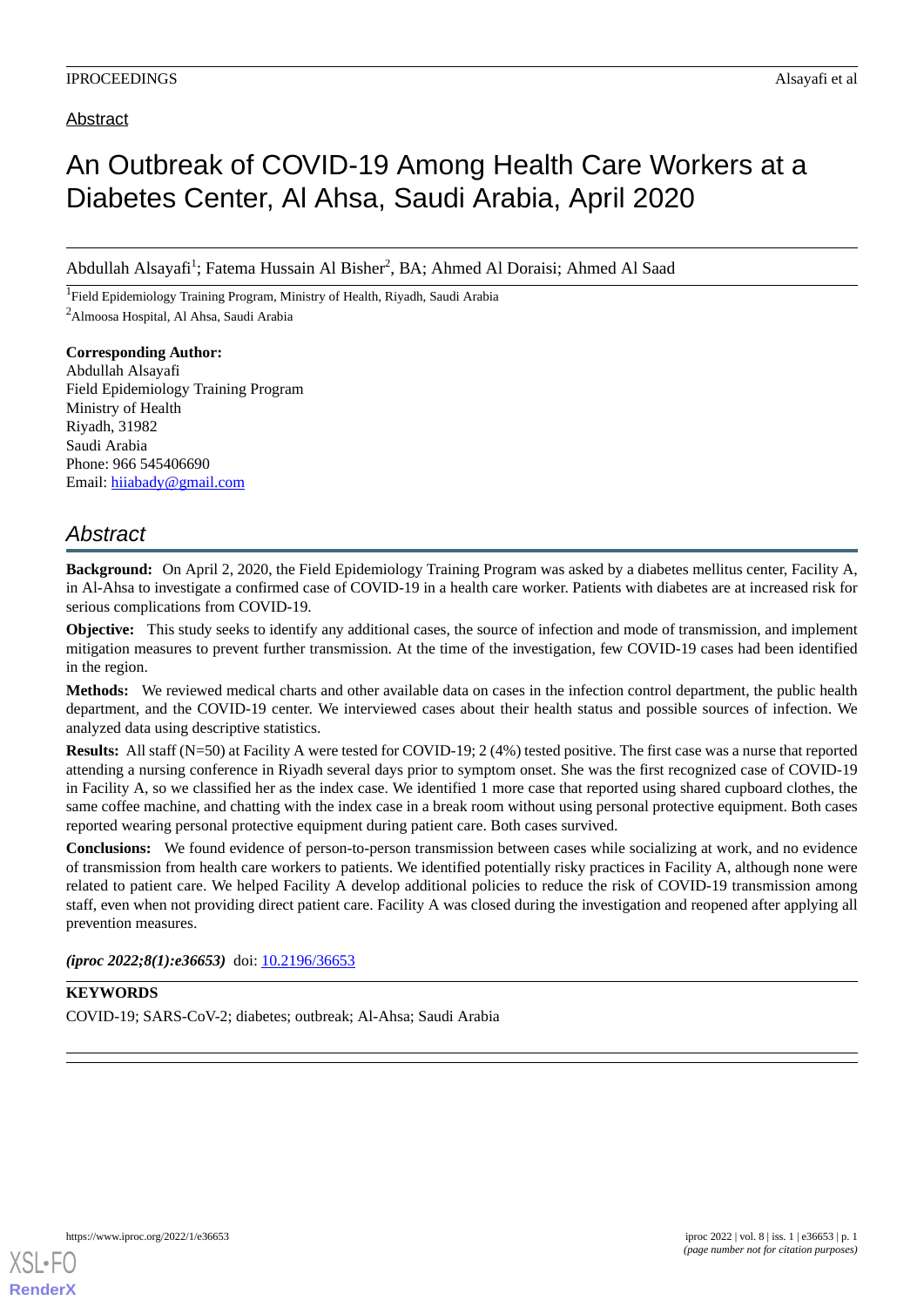Abstract

# An Outbreak of COVID-19 Among Health Care Workers at a Diabetes Center, Al Ahsa, Saudi Arabia, April 2020

Abdullah Alsayafi[1]; Fatema Hussain Al Bisher[2], BA; Ahmed Al Doraisi; Ahmed Al Saad

[1]Field Epidemiology Training Program, Ministry of Health, Riyadh, Saudi Arabia

[2]Almoosa Hospital, Al Ahsa, Saudi Arabia

**Corresponding Author:**
Abdullah Alsayafi
Field Epidemiology Training Program
Ministry of Health
Riyadh, 31982
Saudi Arabia
Phone: 966 545406690
Email: hiiabady@gmail.com

## *Abstract*

**Background:** On April 2, 2020, the Field Epidemiology Training Program was asked by a diabetes mellitus center, Facility A, in Al-Ahsa to investigate a confirmed case of COVID-19 in a health care worker. Patients with diabetes are at increased risk for serious complications from COVID-19.

**Objective:** This study seeks to identify any additional cases, the source of infection and mode of transmission, and implement mitigation measures to prevent further transmission. At the time of the investigation, few COVID-19 cases had been identified in the region.

**Methods:** We reviewed medical charts and other available data on cases in the infection control department, the public health department, and the COVID-19 center. We interviewed cases about their health status and possible sources of infection. We analyzed data using descriptive statistics.

**Results:** All staff (N=50) at Facility A were tested for COVID-19; 2 (4%) tested positive. The first case was a nurse that reported attending a nursing conference in Riyadh several days prior to symptom onset. She was the first recognized case of COVID-19 in Facility A, so we classified her as the index case. We identified 1 more case that reported using shared cupboard clothes, the same coffee machine, and chatting with the index case in a break room without using personal protective equipment. Both cases reported wearing personal protective equipment during patient care. Both cases survived.

**Conclusions:** We found evidence of person-to-person transmission between cases while socializing at work, and no evidence of transmission from health care workers to patients. We identified potentially risky practices in Facility A, although none were related to patient care. We helped Facility A develop additional policies to reduce the risk of COVID-19 transmission among staff, even when not providing direct patient care. Facility A was closed during the investigation and reopened after applying all prevention measures.

***(iproc 2022;8(1):e36653)*** doi: 10.2196/36653

**KEYWORDS**

COVID-19; SARS-CoV-2; diabetes; outbreak; Al-Ahsa; Saudi Arabia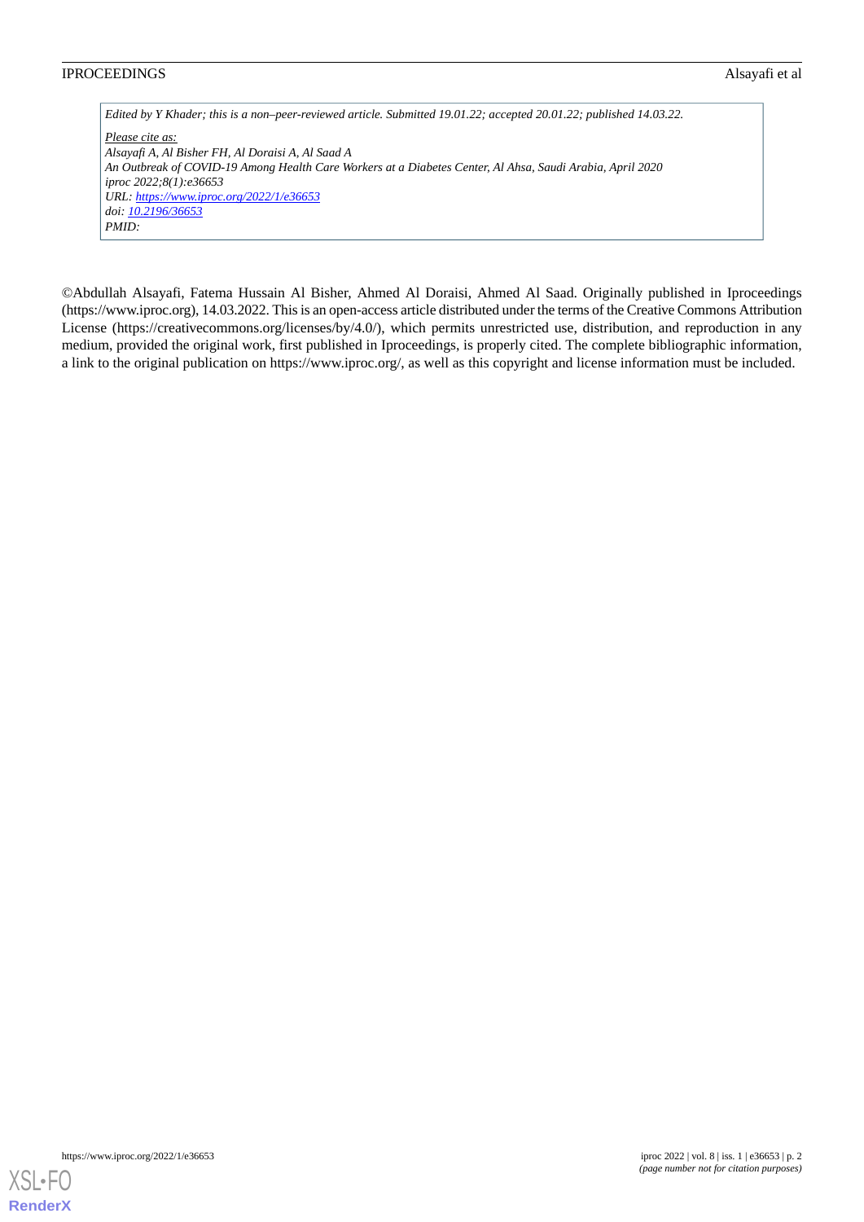*Edited by Y Khader; this is a non–peer-reviewed article. Submitted 19.01.22; accepted 20.01.22; published 14.03.22.*

*Please cite as:*
*Alsayafi A, Al Bisher FH, Al Doraisi A, Al Saad A*
*An Outbreak of COVID-19 Among Health Care Workers at a Diabetes Center, Al Ahsa, Saudi Arabia, April 2020*
*iproc 2022;8(1):e36653*
*URL: [https://www.iproc.org/2022/1/e36653](https://www.iproc.org/2022/1/e36653)*
*doi: [10.2196/36653](https://doi.org/10.2196/36653)*
*PMID:*

©Abdullah Alsayafi, Fatema Hussain Al Bisher, Ahmed Al Doraisi, Ahmed Al Saad. Originally published in Iproceedings (https://www.iproc.org), 14.03.2022. This is an open-access article distributed under the terms of the Creative Commons Attribution License (https://creativecommons.org/licenses/by/4.0/), which permits unrestricted use, distribution, and reproduction in any medium, provided the original work, first published in Iproceedings, is properly cited. The complete bibliographic information, a link to the original publication on https://www.iproc.org/, as well as this copyright and license information must be included.